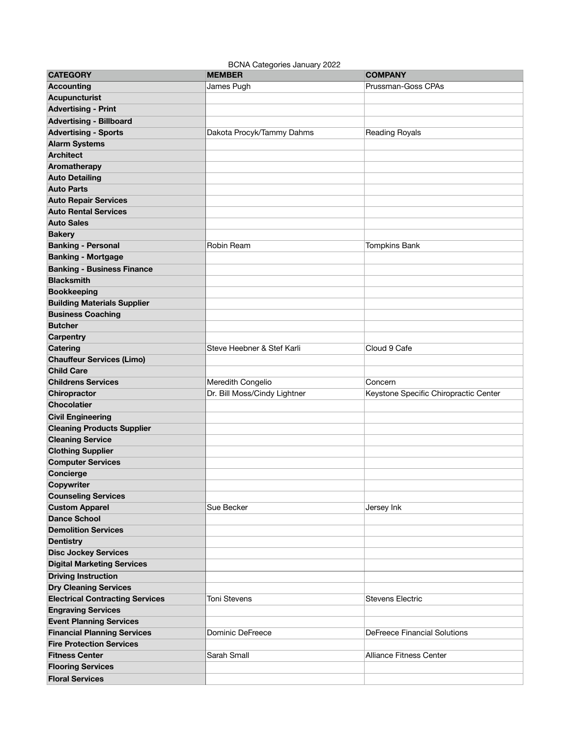BCNA Categories January 2022

| CATEGORY | MEMBER | COMPANY |
|---|---|---|
| **Accounting** | James Pugh | Prussman-Goss CPAs |
| **Acupuncturist** | | |
| **Advertising - Print** | | |
| **Advertising - Billboard** | | |
| **Advertising - Sports** | Dakota Procyk/Tammy Dahms | Reading Royals |
| **Alarm Systems** | | |
| **Architect** | | |
| **Aromatherapy** | | |
| **Auto Detailing** | | |
| **Auto Parts** | | |
| **Auto Repair Services** | | |
| **Auto Rental Services** | | |
| **Auto Sales** | | |
| **Bakery** | | |
| **Banking - Personal** | Robin Ream | Tompkins Bank |
| **Banking - Mortgage** | | |
| **Banking - Business Finance** | | |
| **Blacksmith** | | |
| **Bookkeeping** | | |
| **Building Materials Supplier** | | |
| **Business Coaching** | | |
| **Butcher** | | |
| **Carpentry** | | |
| **Catering** | Steve Heebner & Stef Karli | Cloud 9 Cafe |
| **Chauffeur Services (Limo)** | | |
| **Child Care** | | |
| **Childrens Services** | Meredith Congelio | Concern |
| **Chiropractor** | Dr. Bill Moss/Cindy Lightner | Keystone Specific Chiropractic Center |
| **Chocolatier** | | |
| **Civil Engineering** | | |
| **Cleaning Products Supplier** | | |
| **Cleaning Service** | | |
| **Clothing Supplier** | | |
| **Computer Services** | | |
| **Concierge** | | |
| **Copywriter** | | |
| **Counseling Services** | | |
| **Custom Apparel** | Sue Becker | Jersey Ink |
| **Dance School** | | |
| **Demolition Services** | | |
| **Dentistry** | | |
| **Disc Jockey Services** | | |
| **Digital Marketing Services** | | |
| **Driving Instruction** | | |
| **Dry Cleaning Services** | | |
| **Electrical Contracting Services** | Toni Stevens | Stevens Electric |
| **Engraving Services** | | |
| **Event Planning Services** | | |
| **Financial Planning Services** | Dominic DeFreece | DeFreece Financial Solutions |
| **Fire Protection Services** | | |
| **Fitness Center** | Sarah Small | Alliance Fitness Center |
| **Flooring Services** | | |
| **Floral Services** | | |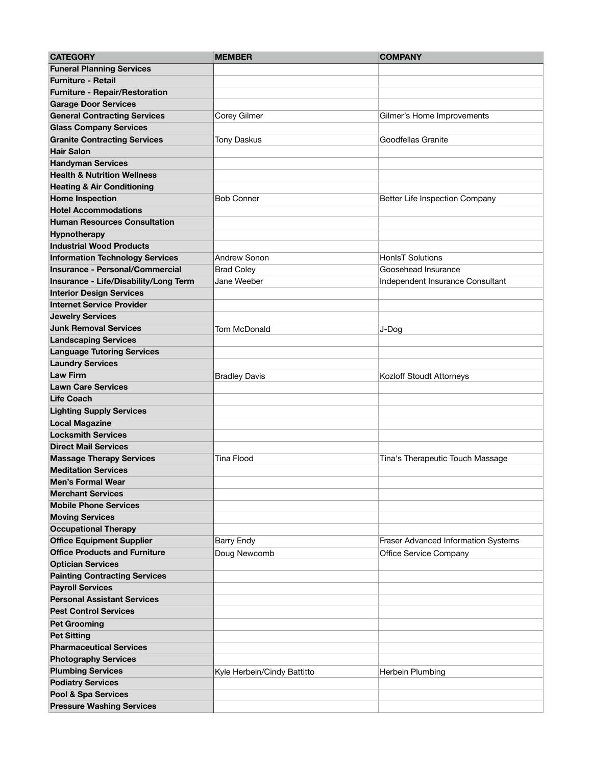| CATEGORY | MEMBER | COMPANY |
|---|---|---|
| **Funeral Planning Services** | | |
| **Furniture - Retail** | | |
| **Furniture - Repair/Restoration** | | |
| **Garage Door Services** | | |
| **General Contracting Services** | Corey Gilmer | Gilmer's Home Improvements |
| **Glass Company Services** | | |
| **Granite Contracting Services** | Tony Daskus | Goodfellas Granite |
| **Hair Salon** | | |
| **Handyman Services** | | |
| **Health & Nutrition Wellness** | | |
| **Heating & Air Conditioning** | | |
| **Home Inspection** | Bob Conner | Better Life Inspection Company |
| **Hotel Accommodations** | | |
| **Human Resources Consultation** | | |
| **Hypnotherapy** | | |
| **Industrial Wood Products** | | |
| **Information Technology Services** | Andrew Sonon | HonIsT Solutions |
| **Insurance - Personal/Commercial** | Brad Coley | Goosehead Insurance |
| **Insurance - Life/Disability/Long Term** | Jane Weeber | Independent Insurance Consultant |
| **Interior Design Services** | | |
| **Internet Service Provider** | | |
| **Jewelry Services** | | |
| **Junk Removal Services** | Tom McDonald | J-Dog |
| **Landscaping Services** | | |
| **Language Tutoring Services** | | |
| **Laundry Services** | | |
| **Law Firm** | Bradley Davis | Kozloff Stoudt Attorneys |
| **Lawn Care Services** | | |
| **Life Coach** | | |
| **Lighting Supply Services** | | |
| **Local Magazine** | | |
| **Locksmith Services** | | |
| **Direct Mail Services** | | |
| **Massage Therapy Services** | Tina Flood | Tina's Therapeutic Touch Massage |
| **Meditation Services** | | |
| **Men's Formal Wear** | | |
| **Merchant Services** | | |
| **Mobile Phone Services** | | |
| **Moving Services** | | |
| **Occupational Therapy** | | |
| **Office Equipment Supplier** | Barry Endy | Fraser Advanced Information Systems |
| **Office Products and Furniture** | Doug Newcomb | Office Service Company |
| **Optician Services** | | |
| **Painting Contracting Services** | | |
| **Payroll Services** | | |
| **Personal Assistant Services** | | |
| **Pest Control Services** | | |
| **Pet Grooming** | | |
| **Pet Sitting** | | |
| **Pharmaceutical Services** | | |
| **Photography Services** | | |
| **Plumbing Services** | Kyle Herbein/Cindy Battitto | Herbein Plumbing |
| **Podiatry Services** | | |
| **Pool & Spa Services** | | |
| **Pressure Washing Services** | | |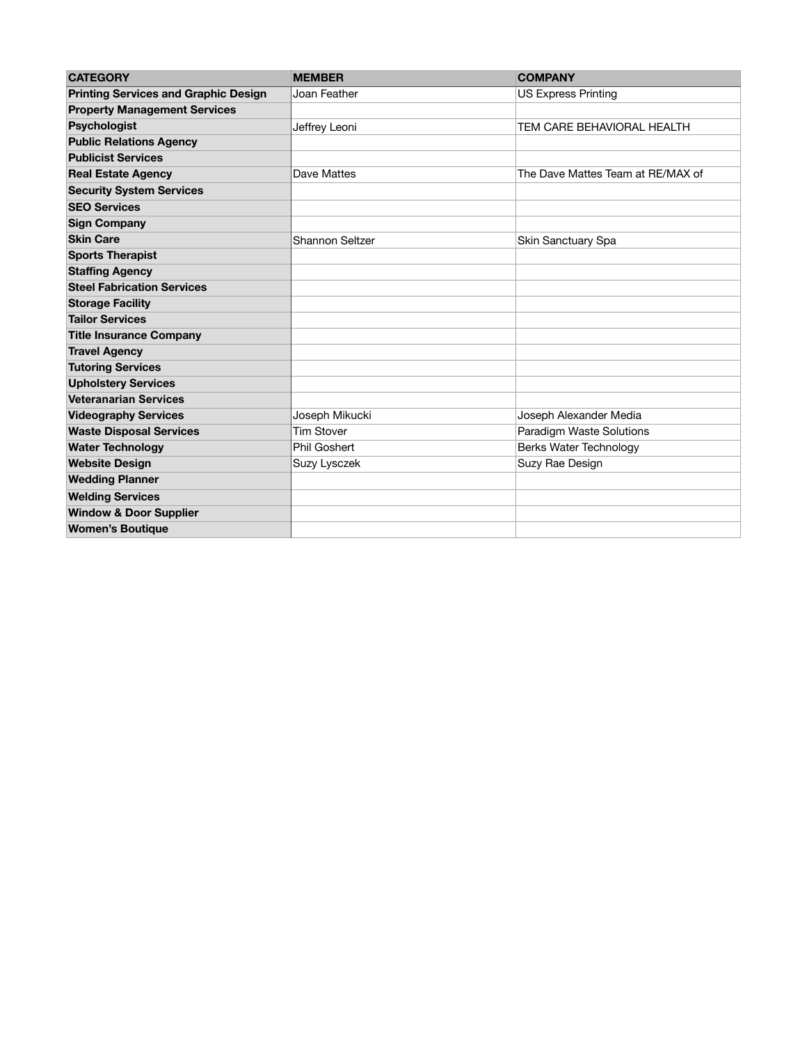| CATEGORY | MEMBER | COMPANY |
|---|---|---|
| **Printing Services and Graphic Design** | Joan Feather | US Express Printing |
| **Property Management Services** | | |
| **Psychologist** | Jeffrey Leoni | TEM CARE BEHAVIORAL HEALTH |
| **Public Relations Agency** | | |
| **Publicist Services** | | |
| **Real Estate Agency** | Dave Mattes | The Dave Mattes Team at RE/MAX of |
| **Security System Services** | | |
| **SEO Services** | | |
| **Sign Company** | | |
| **Skin Care** | Shannon Seltzer | Skin Sanctuary Spa |
| **Sports Therapist** | | |
| **Staffing Agency** | | |
| **Steel Fabrication Services** | | |
| **Storage Facility** | | |
| **Tailor Services** | | |
| **Title Insurance Company** | | |
| **Travel Agency** | | |
| **Tutoring Services** | | |
| **Upholstery Services** | | |
| **Veteranarian Services** | | |
| **Videography Services** | Joseph Mikucki | Joseph Alexander Media |
| **Waste Disposal Services** | Tim Stover | Paradigm Waste Solutions |
| **Water Technology** | Phil Goshert | Berks Water Technology |
| **Website Design** | Suzy Lysczek | Suzy Rae Design |
| **Wedding Planner** | | |
| **Welding Services** | | |
| **Window & Door Supplier** | | |
| **Women's Boutique** | | |